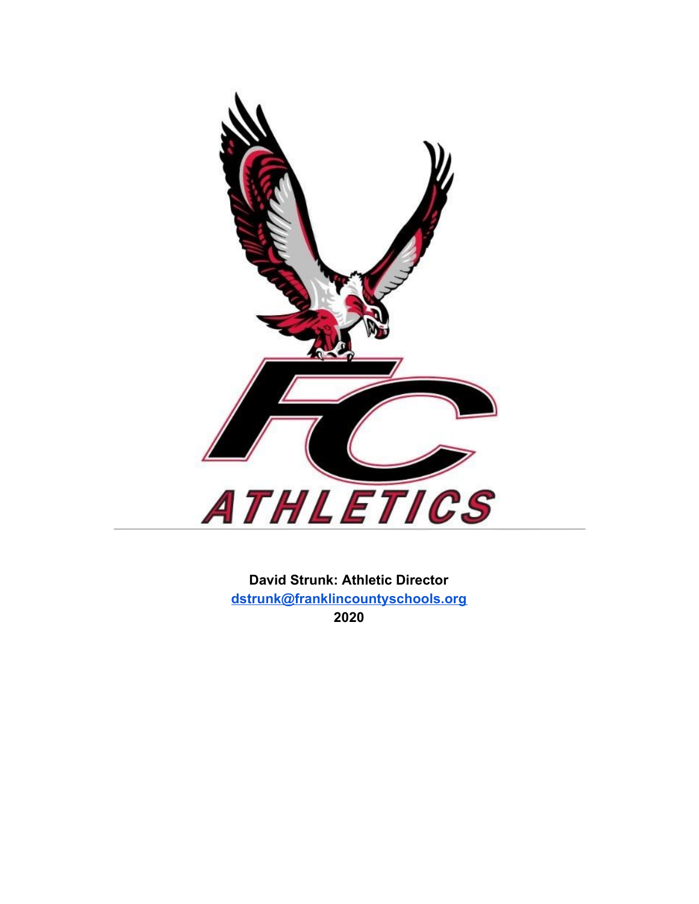FC

ATHLETICS

**David Strunk: Athletic Director**

**dstrunk@franklincountyschools.org**

**2020**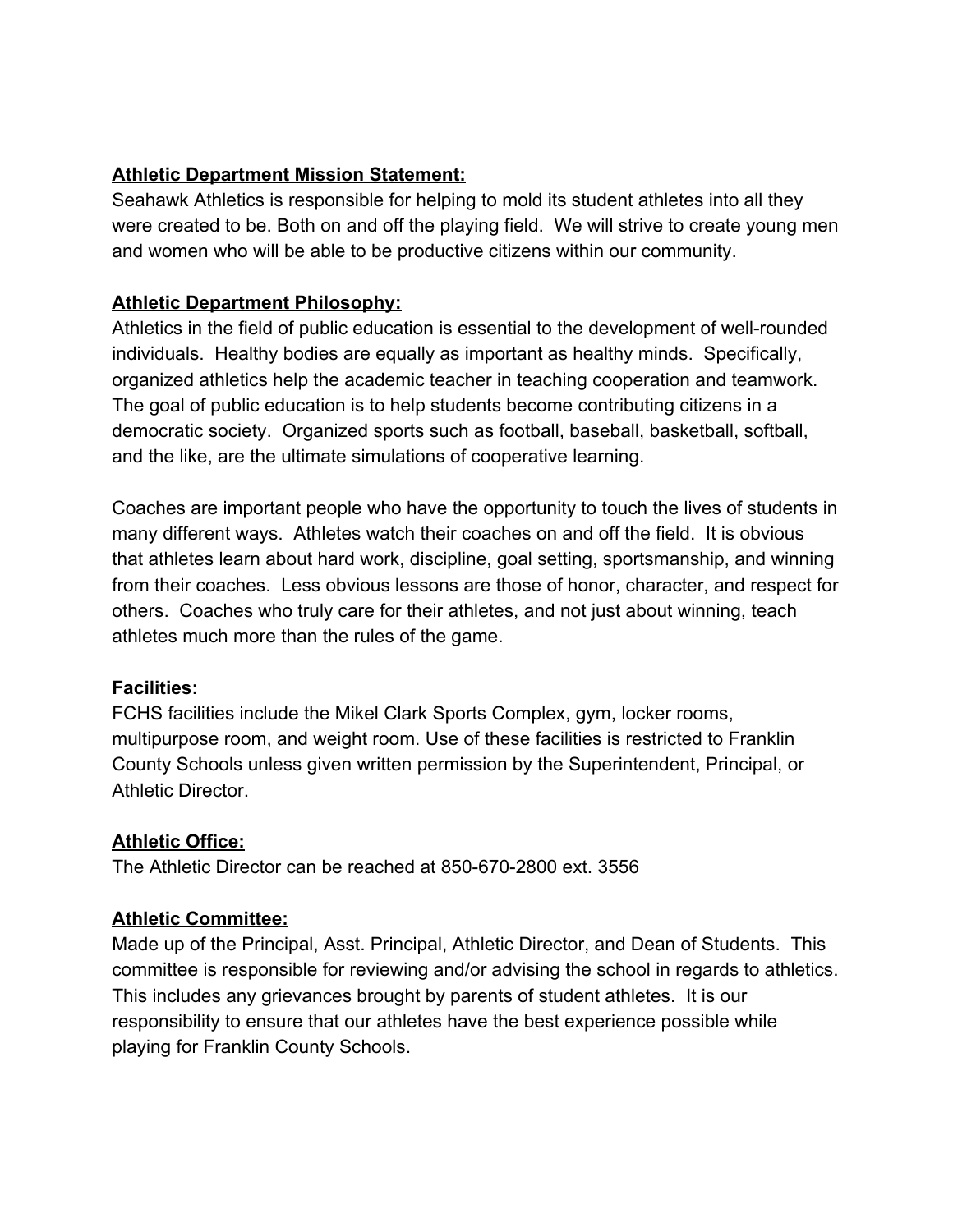**Athletic Department Mission Statement:**

Seahawk Athletics is responsible for helping to mold its student athletes into all they were created to be. Both on and off the playing field. We will strive to create young men and women who will be able to be productive citizens within our community.

**Athletic Department Philosophy:**

Athletics in the field of public education is essential to the development of well-rounded individuals. Healthy bodies are equally as important as healthy minds. Specifically, organized athletics help the academic teacher in teaching cooperation and teamwork. The goal of public education is to help students become contributing citizens in a democratic society. Organized sports such as football, baseball, basketball, softball, and the like, are the ultimate simulations of cooperative learning.

Coaches are important people who have the opportunity to touch the lives of students in many different ways. Athletes watch their coaches on and off the field. It is obvious that athletes learn about hard work, discipline, goal setting, sportsmanship, and winning from their coaches. Less obvious lessons are those of honor, character, and respect for others. Coaches who truly care for their athletes, and not just about winning, teach athletes much more than the rules of the game.

**Facilities:**

FCHS facilities include the Mikel Clark Sports Complex, gym, locker rooms, multipurpose room, and weight room. Use of these facilities is restricted to Franklin County Schools unless given written permission by the Superintendent, Principal, or Athletic Director.

**Athletic Office:**

The Athletic Director can be reached at 850-670-2800 ext. 3556

**Athletic Committee:**

Made up of the Principal, Asst. Principal, Athletic Director, and Dean of Students. This committee is responsible for reviewing and/or advising the school in regards to athletics. This includes any grievances brought by parents of student athletes. It is our responsibility to ensure that our athletes have the best experience possible while playing for Franklin County Schools.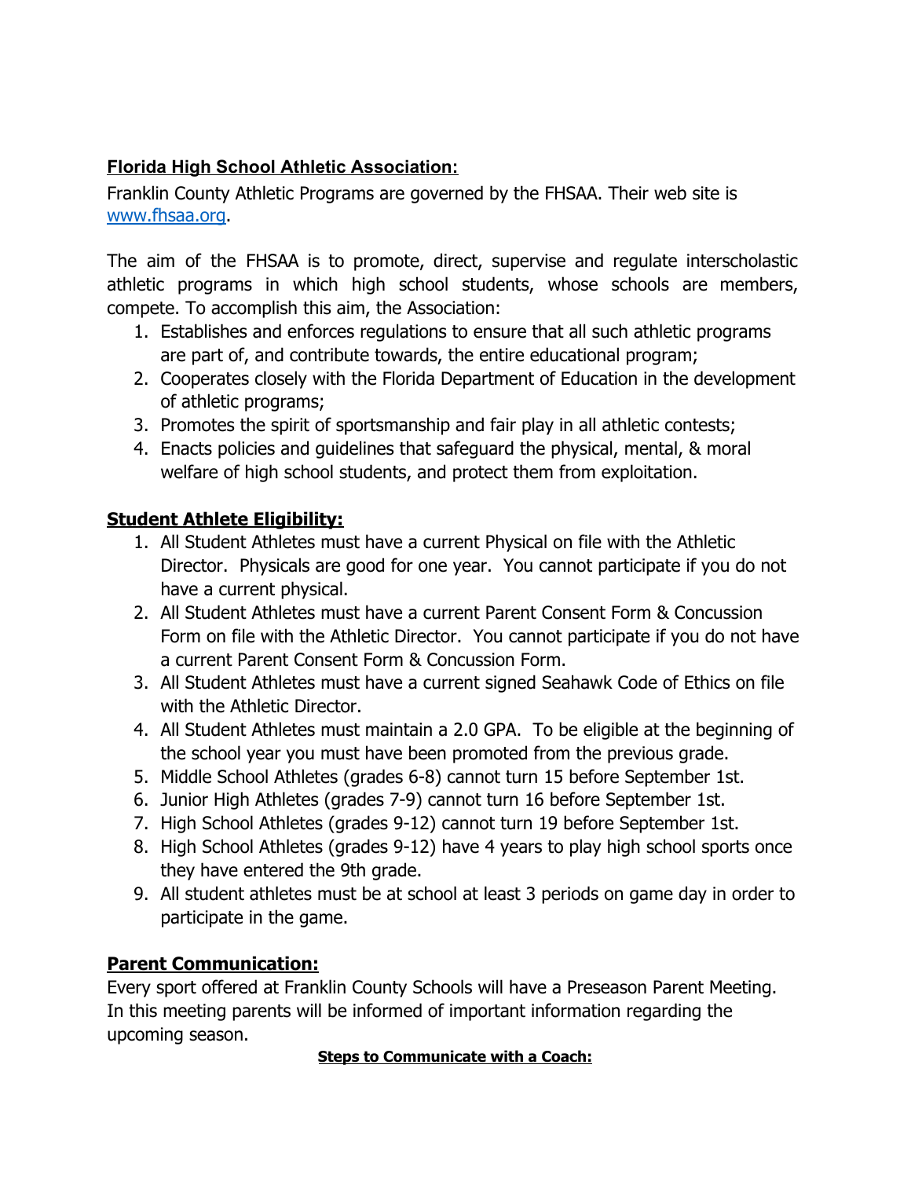## Florida High School Athletic Association:

Franklin County Athletic Programs are governed by the FHSAA. Their web site is [www.fhsaa.org](http://www.fhsaa.org).

The aim of the FHSAA is to promote, direct, supervise and regulate interscholastic athletic programs in which high school students, whose schools are members, compete. To accomplish this aim, the Association:

1. Establishes and enforces regulations to ensure that all such athletic programs are part of, and contribute towards, the entire educational program;
2. Cooperates closely with the Florida Department of Education in the development of athletic programs;
3. Promotes the spirit of sportsmanship and fair play in all athletic contests;
4. Enacts policies and guidelines that safeguard the physical, mental, & moral welfare of high school students, and protect them from exploitation.

## Student Athlete Eligibility:

1. All Student Athletes must have a current Physical on file with the Athletic Director. Physicals are good for one year. You cannot participate if you do not have a current physical.
2. All Student Athletes must have a current Parent Consent Form & Concussion Form on file with the Athletic Director. You cannot participate if you do not have a current Parent Consent Form & Concussion Form.
3. All Student Athletes must have a current signed Seahawk Code of Ethics on file with the Athletic Director.
4. All Student Athletes must maintain a 2.0 GPA. To be eligible at the beginning of the school year you must have been promoted from the previous grade.
5. Middle School Athletes (grades 6-8) cannot turn 15 before September 1st.
6. Junior High Athletes (grades 7-9) cannot turn 16 before September 1st.
7. High School Athletes (grades 9-12) cannot turn 19 before September 1st.
8. High School Athletes (grades 9-12) have 4 years to play high school sports once they have entered the 9th grade.
9. All student athletes must be at school at least 3 periods on game day in order to participate in the game.

## Parent Communication:

Every sport offered at Franklin County Schools will have a Preseason Parent Meeting. In this meeting parents will be informed of important information regarding the upcoming season.

### Steps to Communicate with a Coach: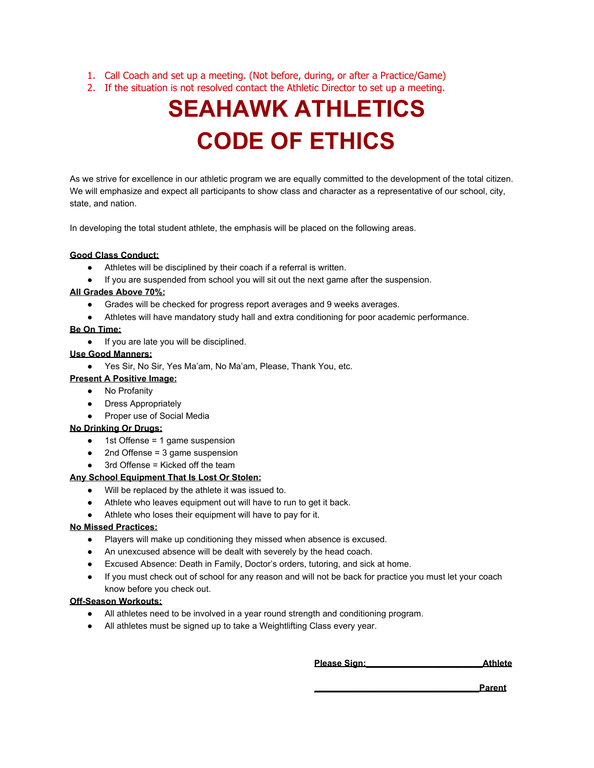1. Call Coach and set up a meeting. (Not before, during, or after a Practice/Game)
2. If the situation is not resolved contact the Athletic Director to set up a meeting.

# SEAHAWK ATHLETICS CODE OF ETHICS

As we strive for excellence in our athletic program we are equally committed to the development of the total citizen. We will emphasize and expect all participants to show class and character as a representative of our school, city, state, and nation.

In developing the total student athlete, the emphasis will be placed on the following areas.

**Good Class Conduct:**

- Athletes will be disciplined by their coach if a referral is written.
- If you are suspended from school you will sit out the next game after the suspension.

**All Grades Above 70%:**

- Grades will be checked for progress report averages and 9 weeks averages.
- Athletes will have mandatory study hall and extra conditioning for poor academic performance.

**Be On Time:**

- If you are late you will be disciplined.

**Use Good Manners:**

- Yes Sir, No Sir, Yes Ma'am, No Ma'am, Please, Thank You, etc.

**Present A Positive Image:**

- No Profanity
- Dress Appropriately
- Proper use of Social Media

**No Drinking Or Drugs:**

- 1st Offense = 1 game suspension
- 2nd Offense = 3 game suspension
- 3rd Offense = Kicked off the team

**Any School Equipment That Is Lost Or Stolen:**

- Will be replaced by the athlete it was issued to.
- Athlete who leaves equipment out will have to run to get it back.
- Athlete who loses their equipment will have to pay for it.

**No Missed Practices:**

- Players will make up conditioning they missed when absence is excused.
- An unexcused absence will be dealt with severely by the head coach.
- Excused Absence: Death in Family, Doctor's orders, tutoring, and sick at home.
- If you must check out of school for any reason and will not be back for practice you must let your coach know before you check out.

**Off-Season Workouts:**

- All athletes need to be involved in a year round strength and conditioning program.
- All athletes must be signed up to take a Weightlifting Class every year.

**Please Sign:________________________Athlete**

**__________________________________Parent**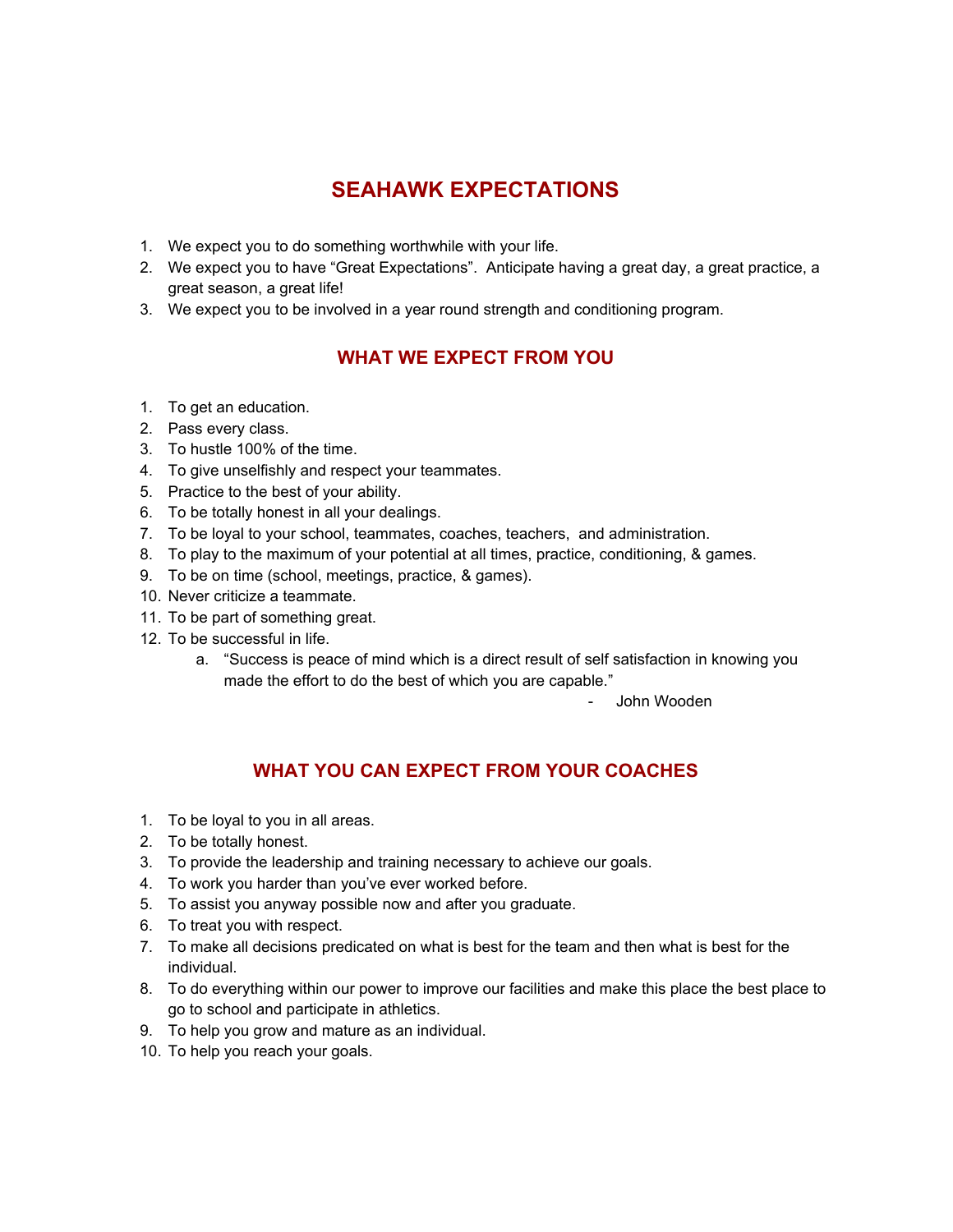# SEAHAWK EXPECTATIONS

1. We expect you to do something worthwhile with your life.
2. We expect you to have "Great Expectations". Anticipate having a great day, a great practice, a great season, a great life!
3. We expect you to be involved in a year round strength and conditioning program.

## WHAT WE EXPECT FROM YOU

1. To get an education.
2. Pass every class.
3. To hustle 100% of the time.
4. To give unselfishly and respect your teammates.
5. Practice to the best of your ability.
6. To be totally honest in all your dealings.
7. To be loyal to your school, teammates, coaches, teachers, and administration.
8. To play to the maximum of your potential at all times, practice, conditioning, & games.
9. To be on time (school, meetings, practice, & games).
10. Never criticize a teammate.
11. To be part of something great.
12. To be successful in life.
    a. "Success is peace of mind which is a direct result of self satisfaction in knowing you made the effort to do the best of which you are capable."
       - John Wooden

## WHAT YOU CAN EXPECT FROM YOUR COACHES

1. To be loyal to you in all areas.
2. To be totally honest.
3. To provide the leadership and training necessary to achieve our goals.
4. To work you harder than you've ever worked before.
5. To assist you anyway possible now and after you graduate.
6. To treat you with respect.
7. To make all decisions predicated on what is best for the team and then what is best for the individual.
8. To do everything within our power to improve our facilities and make this place the best place to go to school and participate in athletics.
9. To help you grow and mature as an individual.
10. To help you reach your goals.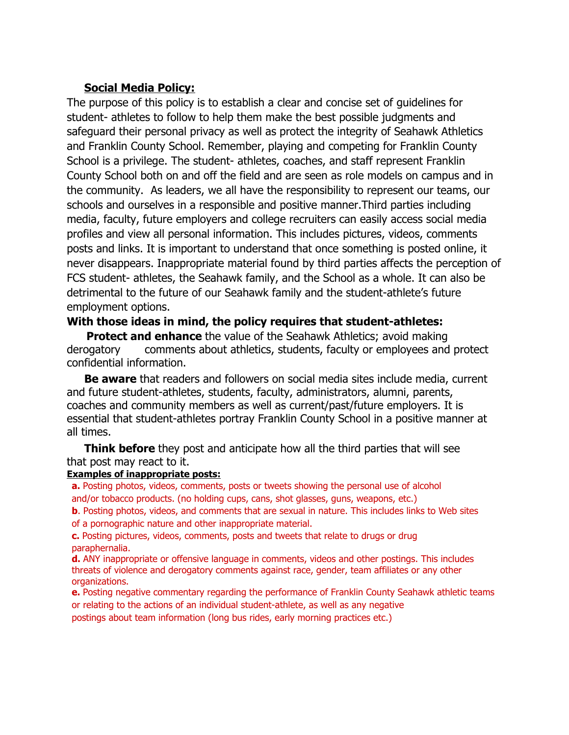## Social Media Policy:

The purpose of this policy is to establish a clear and concise set of guidelines for student- athletes to follow to help them make the best possible judgments and safeguard their personal privacy as well as protect the integrity of Seahawk Athletics and Franklin County School. Remember, playing and competing for Franklin County School is a privilege. The student- athletes, coaches, and staff represent Franklin County School both on and off the field and are seen as role models on campus and in the community. As leaders, we all have the responsibility to represent our teams, our schools and ourselves in a responsible and positive manner.Third parties including media, faculty, future employers and college recruiters can easily access social media profiles and view all personal information. This includes pictures, videos, comments posts and links. It is important to understand that once something is posted online, it never disappears. Inappropriate material found by third parties affects the perception of FCS student- athletes, the Seahawk family, and the School as a whole. It can also be detrimental to the future of our Seahawk family and the student-athlete's future employment options.

**With those ideas in mind, the policy requires that student-athletes:**

**Protect and enhance** the value of the Seahawk Athletics; avoid making derogatory comments about athletics, students, faculty or employees and protect confidential information.

**Be aware** that readers and followers on social media sites include media, current and future student-athletes, students, faculty, administrators, alumni, parents, coaches and community members as well as current/past/future employers. It is essential that student-athletes portray Franklin County School in a positive manner at all times.

**Think before** they post and anticipate how all the third parties that will see that post may react to it.

**Examples of inappropriate posts:**

**a.** Posting photos, videos, comments, posts or tweets showing the personal use of alcohol and/or tobacco products. (no holding cups, cans, shot glasses, guns, weapons, etc.)

**b**. Posting photos, videos, and comments that are sexual in nature. This includes links to Web sites of a pornographic nature and other inappropriate material.

**c.** Posting pictures, videos, comments, posts and tweets that relate to drugs or drug paraphernalia.

**d.** ANY inappropriate or offensive language in comments, videos and other postings. This includes threats of violence and derogatory comments against race, gender, team affiliates or any other organizations.

**e.** Posting negative commentary regarding the performance of Franklin County Seahawk athletic teams or relating to the actions of an individual student-athlete, as well as any negative postings about team information (long bus rides, early morning practices etc.)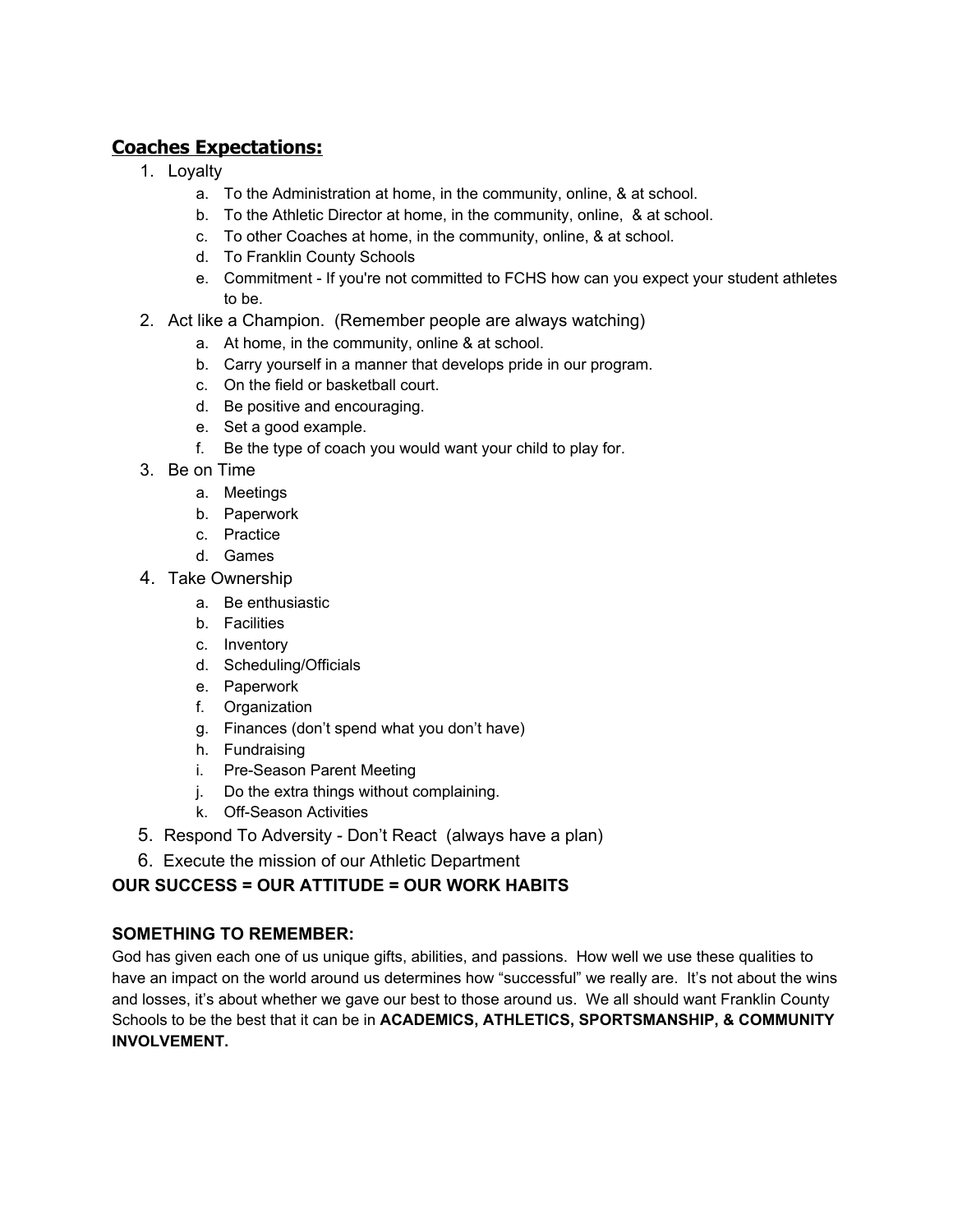## Coaches Expectations:

1. Loyalty
    a. To the Administration at home, in the community, online, & at school.
    b. To the Athletic Director at home, in the community, online, & at school.
    c. To other Coaches at home, in the community, online, & at school.
    d. To Franklin County Schools
    e. Commitment - If you're not committed to FCHS how can you expect your student athletes to be.
2. Act like a Champion. (Remember people are always watching)
    a. At home, in the community, online & at school.
    b. Carry yourself in a manner that develops pride in our program.
    c. On the field or basketball court.
    d. Be positive and encouraging.
    e. Set a good example.
    f. Be the type of coach you would want your child to play for.
3. Be on Time
    a. Meetings
    b. Paperwork
    c. Practice
    d. Games
4. Take Ownership
    a. Be enthusiastic
    b. Facilities
    c. Inventory
    d. Scheduling/Officials
    e. Paperwork
    f. Organization
    g. Finances (don't spend what you don't have)
    h. Fundraising
    i. Pre-Season Parent Meeting
    j. Do the extra things without complaining.
    k. Off-Season Activities
5. Respond To Adversity - Don't React (always have a plan)
6. Execute the mission of our Athletic Department

**OUR SUCCESS = OUR ATTITUDE = OUR WORK HABITS**

**SOMETHING TO REMEMBER:**

God has given each one of us unique gifts, abilities, and passions. How well we use these qualities to have an impact on the world around us determines how "successful" we really are. It's not about the wins and losses, it's about whether we gave our best to those around us. We all should want Franklin County Schools to be the best that it can be in **ACADEMICS, ATHLETICS, SPORTSMANSHIP, & COMMUNITY INVOLVEMENT.**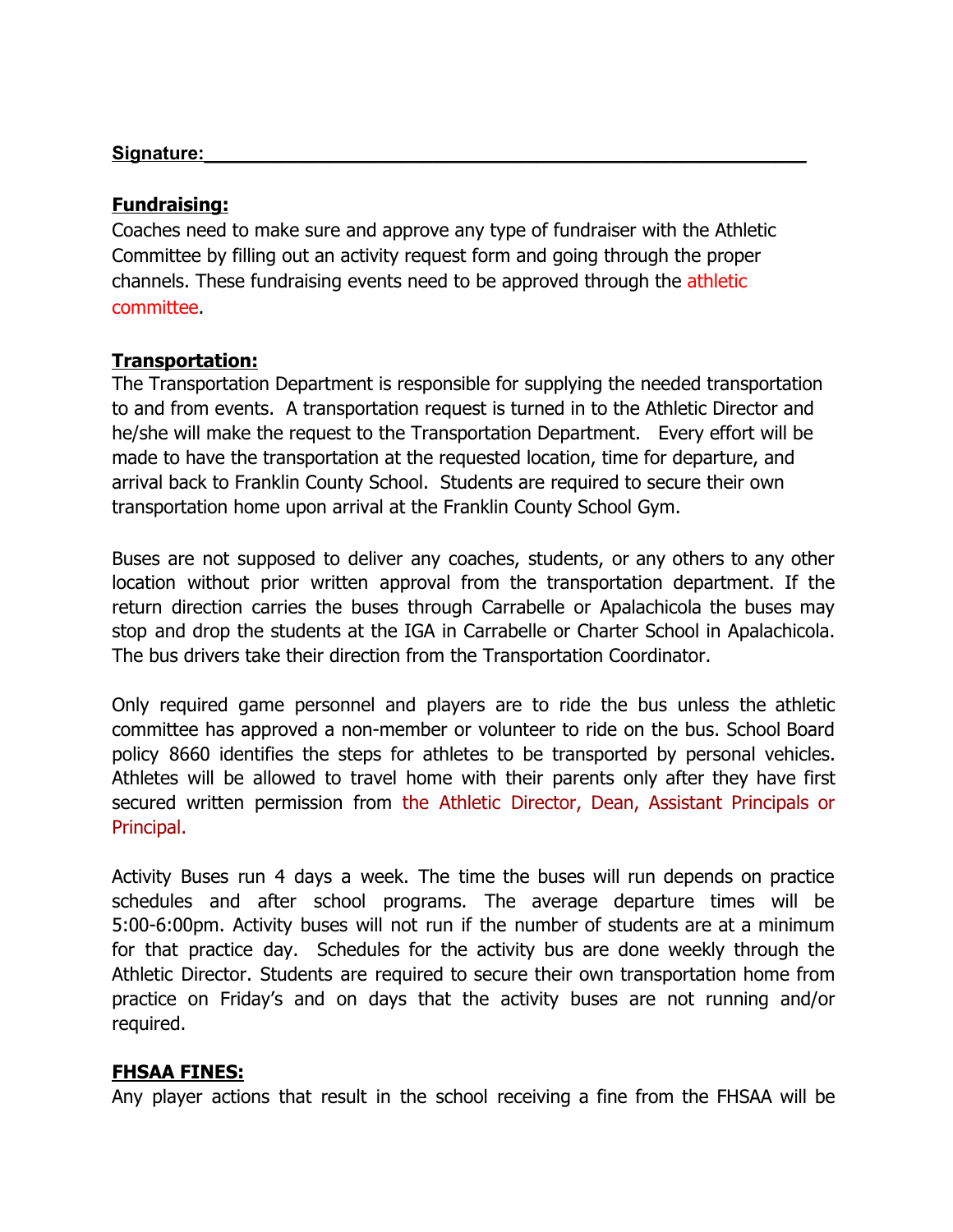**Signature:**\_\_\_\_\_\_\_\_\_\_\_\_\_\_\_\_\_\_\_\_\_\_\_\_\_\_\_\_\_\_\_\_\_\_\_\_\_\_\_\_\_\_\_\_\_\_\_\_\_\_\_\_\_\_

**Fundraising:**

Coaches need to make sure and approve any type of fundraiser with the Athletic Committee by filling out an activity request form and going through the proper channels. These fundraising events need to be approved through the athletic committee.

**Transportation:**

The Transportation Department is responsible for supplying the needed transportation to and from events. A transportation request is turned in to the Athletic Director and he/she will make the request to the Transportation Department. Every effort will be made to have the transportation at the requested location, time for departure, and arrival back to Franklin County School. Students are required to secure their own transportation home upon arrival at the Franklin County School Gym.

Buses are not supposed to deliver any coaches, students, or any others to any other location without prior written approval from the transportation department. If the return direction carries the buses through Carrabelle or Apalachicola the buses may stop and drop the students at the IGA in Carrabelle or Charter School in Apalachicola. The bus drivers take their direction from the Transportation Coordinator.

Only required game personnel and players are to ride the bus unless the athletic committee has approved a non-member or volunteer to ride on the bus. School Board policy 8660 identifies the steps for athletes to be transported by personal vehicles. Athletes will be allowed to travel home with their parents only after they have first secured written permission from the Athletic Director, Dean, Assistant Principals or Principal.

Activity Buses run 4 days a week. The time the buses will run depends on practice schedules and after school programs. The average departure times will be 5:00-6:00pm. Activity buses will not run if the number of students are at a minimum for that practice day. Schedules for the activity bus are done weekly through the Athletic Director. Students are required to secure their own transportation home from practice on Friday's and on days that the activity buses are not running and/or required.

**FHSAA FINES:**

Any player actions that result in the school receiving a fine from the FHSAA will be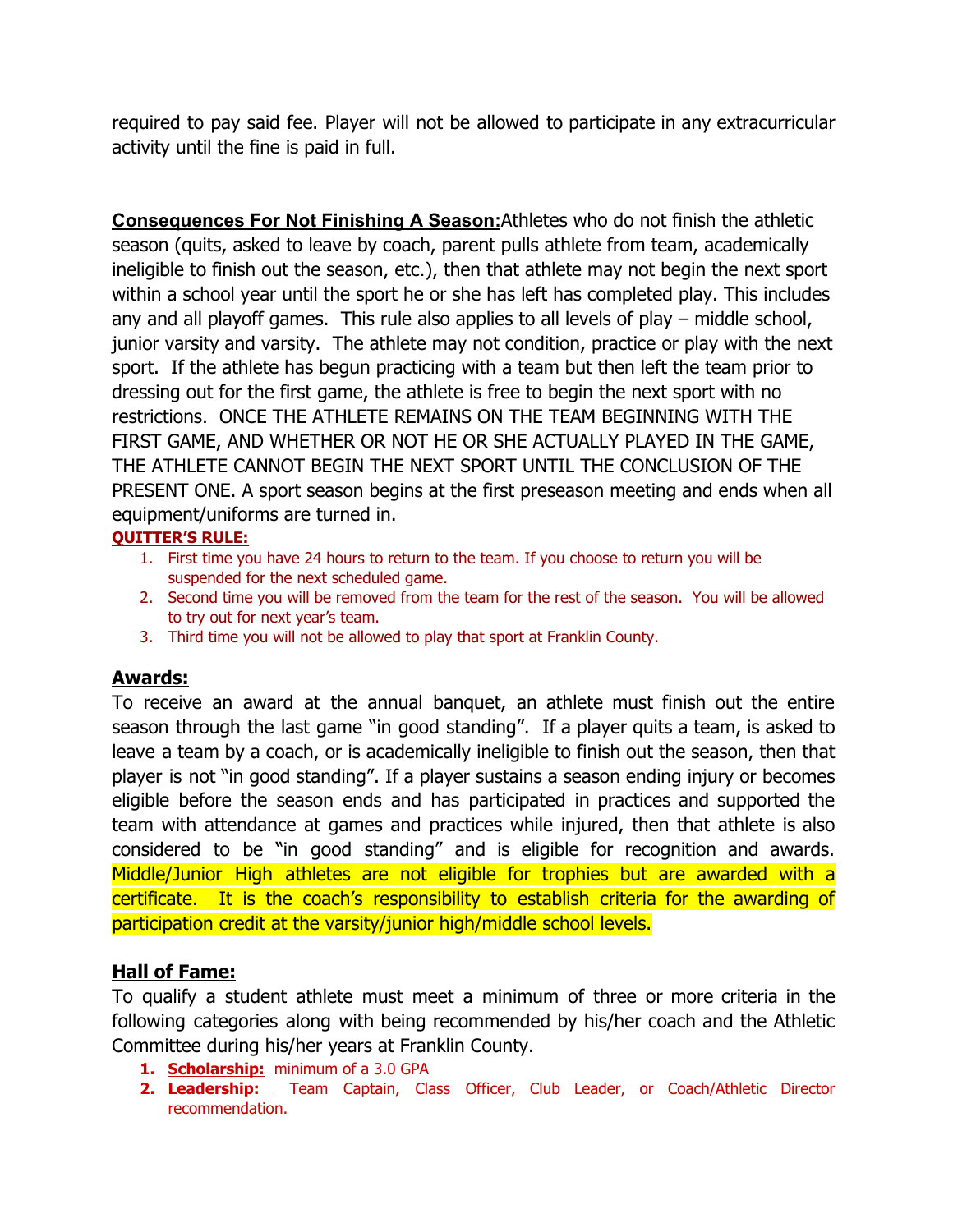required to pay said fee. Player will not be allowed to participate in any extracurricular activity until the fine is paid in full.

**Consequences For Not Finishing A Season:** Athletes who do not finish the athletic season (quits, asked to leave by coach, parent pulls athlete from team, academically ineligible to finish out the season, etc.), then that athlete may not begin the next sport within a school year until the sport he or she has left has completed play. This includes any and all playoff games. This rule also applies to all levels of play – middle school, junior varsity and varsity. The athlete may not condition, practice or play with the next sport. If the athlete has begun practicing with a team but then left the team prior to dressing out for the first game, the athlete is free to begin the next sport with no restrictions. ONCE THE ATHLETE REMAINS ON THE TEAM BEGINNING WITH THE FIRST GAME, AND WHETHER OR NOT HE OR SHE ACTUALLY PLAYED IN THE GAME, THE ATHLETE CANNOT BEGIN THE NEXT SPORT UNTIL THE CONCLUSION OF THE PRESENT ONE. A sport season begins at the first preseason meeting and ends when all equipment/uniforms are turned in.

**QUITTER'S RULE:**

1. First time you have 24 hours to return to the team. If you choose to return you will be suspended for the next scheduled game.
2. Second time you will be removed from the team for the rest of the season. You will be allowed to try out for next year's team.
3. Third time you will not be allowed to play that sport at Franklin County.

## Awards:

To receive an award at the annual banquet, an athlete must finish out the entire season through the last game "in good standing". If a player quits a team, is asked to leave a team by a coach, or is academically ineligible to finish out the season, then that player is not "in good standing". If a player sustains a season ending injury or becomes eligible before the season ends and has participated in practices and supported the team with attendance at games and practices while injured, then that athlete is also considered to be "in good standing" and is eligible for recognition and awards. Middle/Junior High athletes are not eligible for trophies but are awarded with a certificate. It is the coach's responsibility to establish criteria for the awarding of participation credit at the varsity/junior high/middle school levels.

## Hall of Fame:

To qualify a student athlete must meet a minimum of three or more criteria in the following categories along with being recommended by his/her coach and the Athletic Committee during his/her years at Franklin County.

1. **Scholarship:** minimum of a 3.0 GPA
2. **Leadership:** Team Captain, Class Officer, Club Leader, or Coach/Athletic Director recommendation.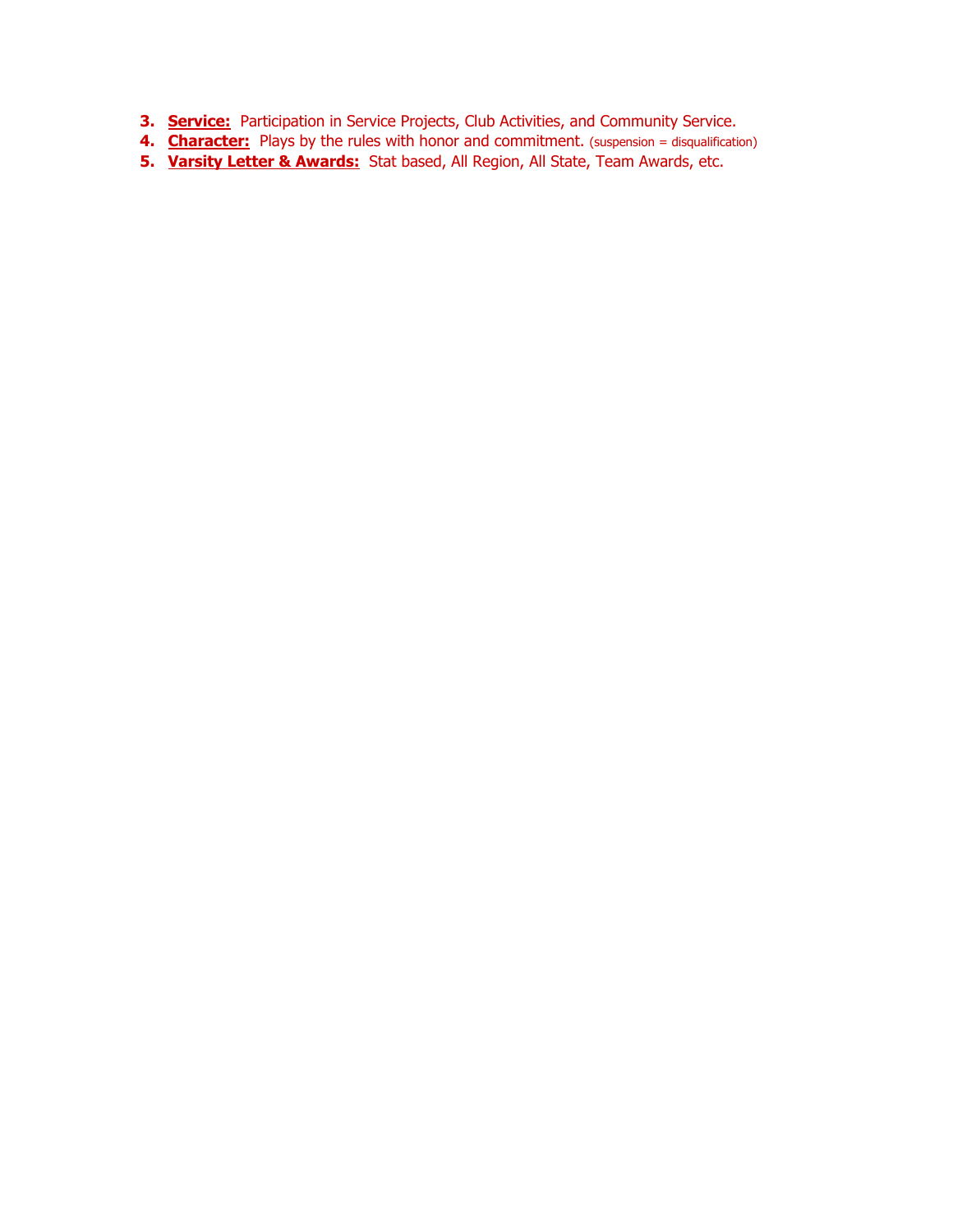3. **Service:** Participation in Service Projects, Club Activities, and Community Service.
4. **Character:** Plays by the rules with honor and commitment. (suspension = disqualification)
5. **Varsity Letter & Awards:** Stat based, All Region, All State, Team Awards, etc.